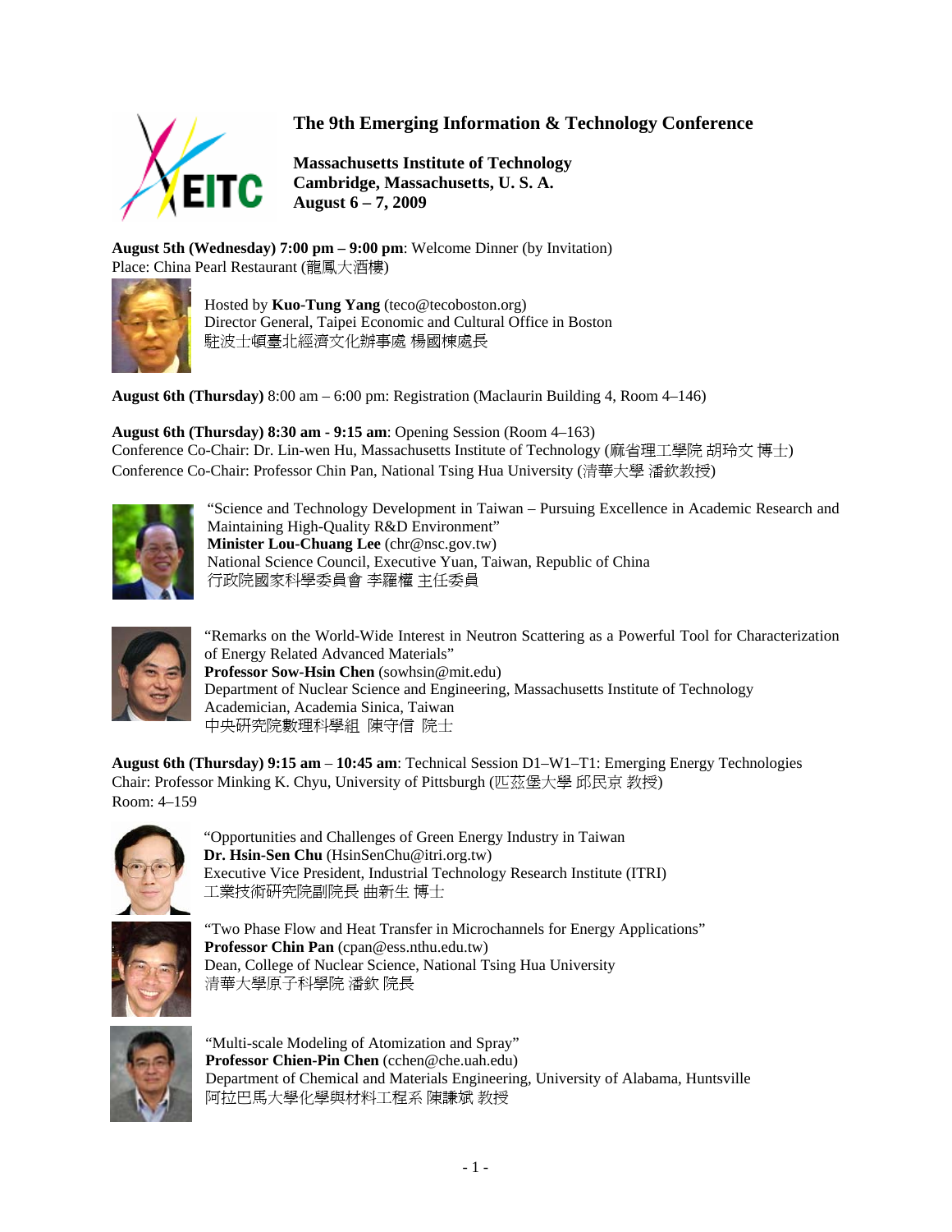# The 9th Emerging Information & Technology Conference

**Massachusetts Institute of Technology**
**Cambridge, Massachusetts, U. S. A.**
**August 6 – 7, 2009**

**August 5th (Wednesday) 7:00 pm – 9:00 pm**: Welcome Dinner (by Invitation)
Place: China Pearl Restaurant (龍鳳大酒樓)

Hosted by **Kuo-Tung Yang** (teco@tecoboston.org)
Director General, Taipei Economic and Cultural Office in Boston
駐波士頓臺北經濟文化辦事處 楊國棟處長

**August 6th (Thursday)** 8:00 am – 6:00 pm: Registration (Maclaurin Building 4, Room 4–146)

**August 6th (Thursday) 8:30 am - 9:15 am**: Opening Session (Room 4–163)
Conference Co-Chair: Dr. Lin-wen Hu, Massachusetts Institute of Technology (麻省理工學院 胡玲文 博士)
Conference Co-Chair: Professor Chin Pan, National Tsing Hua University (清華大學 潘欽教授)

"Science and Technology Development in Taiwan – Pursuing Excellence in Academic Research and Maintaining High-Quality R&D Environment"
**Minister Lou-Chuang Lee** (chr@nsc.gov.tw)
National Science Council, Executive Yuan, Taiwan, Republic of China
行政院國家科學委員會 李羅權 主任委員

"Remarks on the World-Wide Interest in Neutron Scattering as a Powerful Tool for Characterization of Energy Related Advanced Materials"
**Professor Sow-Hsin Chen** (sowhsin@mit.edu)
Department of Nuclear Science and Engineering, Massachusetts Institute of Technology
Academician, Academia Sinica, Taiwan
中央研究院數理科學組 陳守信 院士

**August 6th (Thursday) 9:15 am – 10:45 am**: Technical Session D1–W1–T1: Emerging Energy Technologies
Chair: Professor Minking K. Chyu, University of Pittsburgh (匹茲堡大學 邱民京 教授)
Room: 4–159

"Opportunities and Challenges of Green Energy Industry in Taiwan
**Dr. Hsin-Sen Chu** (HsinSenChu@itri.org.tw)
Executive Vice President, Industrial Technology Research Institute (ITRI)
工業技術研究院副院長 曲新生 博士

"Two Phase Flow and Heat Transfer in Microchannels for Energy Applications"
**Professor Chin Pan** (cpan@ess.nthu.edu.tw)
Dean, College of Nuclear Science, National Tsing Hua University
清華大學原子科學院 潘欽 院長

"Multi-scale Modeling of Atomization and Spray"
**Professor Chien-Pin Chen** (cchen@che.uah.edu)
Department of Chemical and Materials Engineering, University of Alabama, Huntsville
阿拉巴馬大學化學與材料工程系 陳謙斌 教授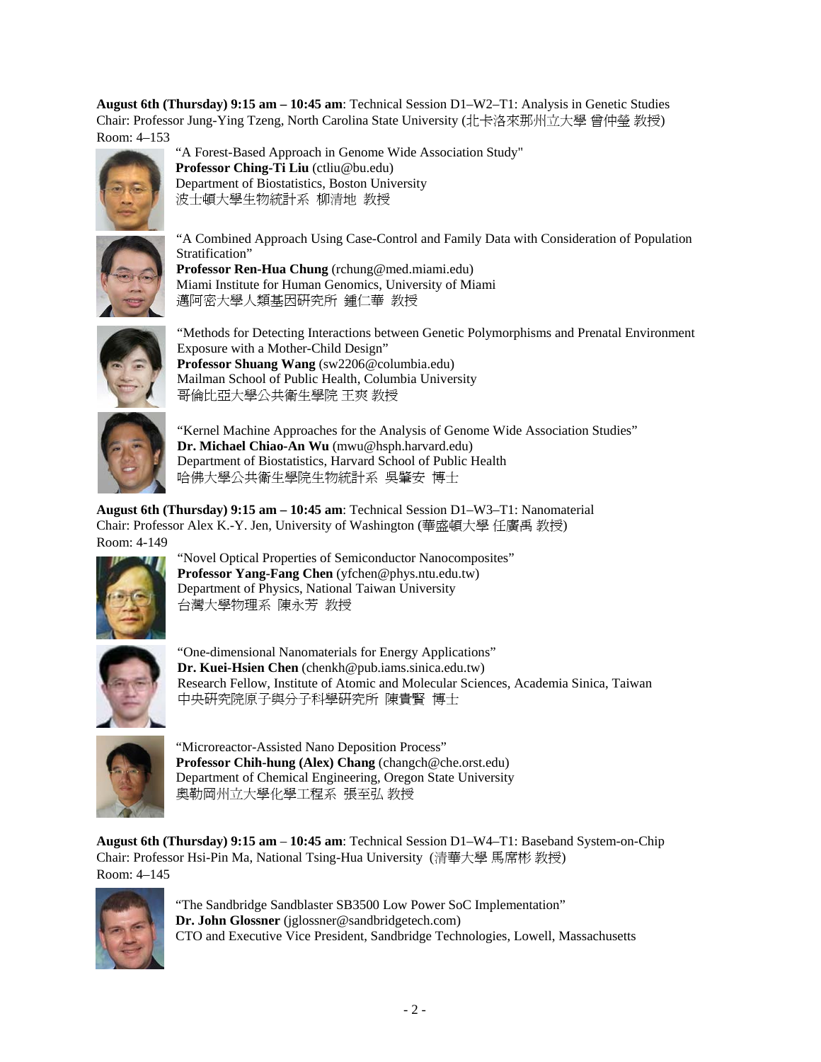**August 6th (Thursday) 9:15 am – 10:45 am**: Technical Session D1–W2–T1: Analysis in Genetic Studies
Chair: Professor Jung-Ying Tzeng, North Carolina State University (北卡洛來那州立大學 曾仲瑩 教授)
Room: 4–153

"A Forest-Based Approach in Genome Wide Association Study"
**Professor Ching-Ti Liu** (ctliu@bu.edu)
Department of Biostatistics, Boston University
波士頓大學生物統計系 柳清地 教授

"A Combined Approach Using Case-Control and Family Data with Consideration of Population Stratification"
**Professor Ren-Hua Chung** (rchung@med.miami.edu)
Miami Institute for Human Genomics, University of Miami
邁阿密大學人類基因研究所 鍾仁華 教授

"Methods for Detecting Interactions between Genetic Polymorphisms and Prenatal Environment Exposure with a Mother-Child Design"
**Professor Shuang Wang** (sw2206@columbia.edu)
Mailman School of Public Health, Columbia University
哥倫比亞大學公共衛生學院 王爽 教授

"Kernel Machine Approaches for the Analysis of Genome Wide Association Studies"
**Dr. Michael Chiao-An Wu** (mwu@hsph.harvard.edu)
Department of Biostatistics, Harvard School of Public Health
哈佛大學公共衛生學院生物統計系 吳肇安 博士

**August 6th (Thursday) 9:15 am – 10:45 am**: Technical Session D1–W3–T1: Nanomaterial
Chair: Professor Alex K.-Y. Jen, University of Washington (華盛頓大學 任廣禹 教授)
Room: 4-149

"Novel Optical Properties of Semiconductor Nanocomposites"
**Professor Yang-Fang Chen** (yfchen@phys.ntu.edu.tw)
Department of Physics, National Taiwan University
台灣大學物理系 陳永芳 教授

"One-dimensional Nanomaterials for Energy Applications"
**Dr. Kuei-Hsien Chen** (chenkh@pub.iams.sinica.edu.tw)
Research Fellow, Institute of Atomic and Molecular Sciences, Academia Sinica, Taiwan
中央研究院原子與分子科學研究所 陳貴賢 博士

"Microreactor-Assisted Nano Deposition Process"
**Professor Chih-hung (Alex) Chang** (changch@che.orst.edu)
Department of Chemical Engineering, Oregon State University
奧勒岡州立大學化學工程系 張至弘 教授

**August 6th (Thursday) 9:15 am** – **10:45 am**: Technical Session D1–W4–T1: Baseband System-on-Chip
Chair: Professor Hsi-Pin Ma, National Tsing-Hua University (清華大學 馬席彬 教授)
Room: 4–145

"The Sandbridge Sandblaster SB3500 Low Power SoC Implementation"
**Dr. John Glossner** (jglossner@sandbridgetech.com)
CTO and Executive Vice President, Sandbridge Technologies, Lowell, Massachusetts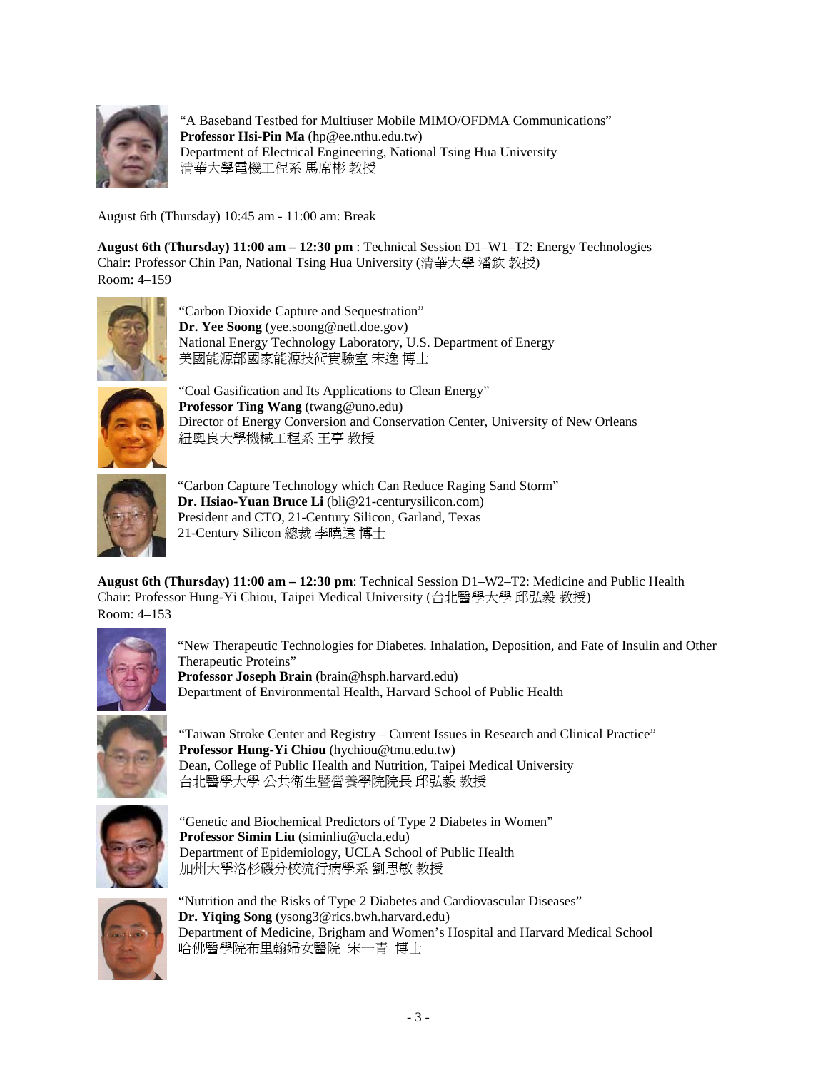"A Baseband Testbed for Multiuser Mobile MIMO/OFDMA Communications"
**Professor Hsi-Pin Ma** (hp@ee.nthu.edu.tw)
Department of Electrical Engineering, National Tsing Hua University
清華大學電機工程系 馬席彬 教授

August 6th (Thursday) 10:45 am - 11:00 am: Break

**August 6th (Thursday) 11:00 am – 12:30 pm** : Technical Session D1–W1–T2: Energy Technologies
Chair: Professor Chin Pan, National Tsing Hua University (清華大學 潘欽 教授)
Room: 4–159

"Carbon Dioxide Capture and Sequestration"
**Dr. Yee Soong** (yee.soong@netl.doe.gov)
National Energy Technology Laboratory, U.S. Department of Energy
美國能源部國家能源技術實驗室 宋逸 博士

"Coal Gasification and Its Applications to Clean Energy"
**Professor Ting Wang** (twang@uno.edu)
Director of Energy Conversion and Conservation Center, University of New Orleans
紐奧良大學機械工程系 王亭 教授

"Carbon Capture Technology which Can Reduce Raging Sand Storm"
**Dr. Hsiao-Yuan Bruce Li** (bli@21-centurysilicon.com)
President and CTO, 21-Century Silicon, Garland, Texas
21-Century Silicon 總裁 李曉遠 博士

**August 6th (Thursday) 11:00 am – 12:30 pm**: Technical Session D1–W2–T2: Medicine and Public Health
Chair: Professor Hung-Yi Chiou, Taipei Medical University (台北醫學大學 邱弘毅 教授)
Room: 4–153

"New Therapeutic Technologies for Diabetes. Inhalation, Deposition, and Fate of Insulin and Other Therapeutic Proteins"
**Professor Joseph Brain** (brain@hsph.harvard.edu)
Department of Environmental Health, Harvard School of Public Health

"Taiwan Stroke Center and Registry – Current Issues in Research and Clinical Practice"
**Professor Hung-Yi Chiou** (hychiou@tmu.edu.tw)
Dean, College of Public Health and Nutrition, Taipei Medical University
台北醫學大學 公共衛生暨營養學院院長 邱弘毅 教授

"Genetic and Biochemical Predictors of Type 2 Diabetes in Women"
**Professor Simin Liu** (siminliu@ucla.edu)
Department of Epidemiology, UCLA School of Public Health
加州大學洛杉磯分校流行病學系 劉思敏 教授

"Nutrition and the Risks of Type 2 Diabetes and Cardiovascular Diseases"
**Dr. Yiqing Song** (ysong3@rics.bwh.harvard.edu)
Department of Medicine, Brigham and Women's Hospital and Harvard Medical School
哈佛醫學院布里翰婦女醫院 宋一青 博士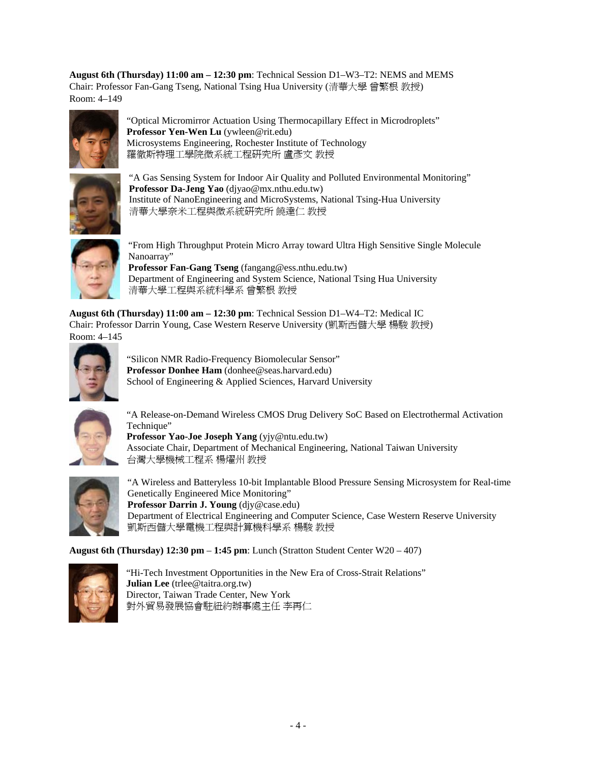**August 6th (Thursday) 11:00 am – 12:30 pm**: Technical Session D1–W3–T2: NEMS and MEMS
Chair: Professor Fan-Gang Tseng, National Tsing Hua University (清華大學 曾繁根 教授)
Room: 4–149

"Optical Micromirror Actuation Using Thermocapillary Effect in Microdroplets"
**Professor Yen-Wen Lu** (ywleen@rit.edu)
Microsystems Engineering, Rochester Institute of Technology
羅徹斯特理工學院微系統工程研究所 盧彥文 教授

"A Gas Sensing System for Indoor Air Quality and Polluted Environmental Monitoring"
**Professor Da-Jeng Yao** (djyao@mx.nthu.edu.tw)
Institute of NanoEngineering and MicroSystems, National Tsing-Hua University
清華大學奈米工程與微系統研究所 饒達仁 教授

"From High Throughput Protein Micro Array toward Ultra High Sensitive Single Molecule Nanoarray"
**Professor Fan-Gang Tseng** (fangang@ess.nthu.edu.tw)
Department of Engineering and System Science, National Tsing Hua University
清華大學工程與系統科學系 曾繁根 教授

**August 6th (Thursday) 11:00 am – 12:30 pm**: Technical Session D1–W4–T2: Medical IC
Chair: Professor Darrin Young, Case Western Reserve University (凱斯西儲大學 楊駿 教授)
Room: 4–145

"Silicon NMR Radio-Frequency Biomolecular Sensor"
**Professor Donhee Ham** (donhee@seas.harvard.edu)
School of Engineering & Applied Sciences, Harvard University

"A Release-on-Demand Wireless CMOS Drug Delivery SoC Based on Electrothermal Activation Technique"
**Professor Yao-Joe Joseph Yang** (yjy@ntu.edu.tw)
Associate Chair, Department of Mechanical Engineering, National Taiwan University
台灣大學機械工程系 楊燿州 教授

"A Wireless and Batteryless 10-bit Implantable Blood Pressure Sensing Microsystem for Real-time Genetically Engineered Mice Monitoring"
**Professor Darrin J. Young** (djy@case.edu)
Department of Electrical Engineering and Computer Science, Case Western Reserve University
凱斯西儲大學電機工程與計算機科學系 楊駿 教授

**August 6th (Thursday) 12:30 pm – 1:45 pm**: Lunch (Stratton Student Center W20 – 407)

"Hi-Tech Investment Opportunities in the New Era of Cross-Strait Relations"
**Julian Lee** (trlee@taitra.org.tw)
Director, Taiwan Trade Center, New York
對外貿易發展協會駐紐約辦事處主任 李再仁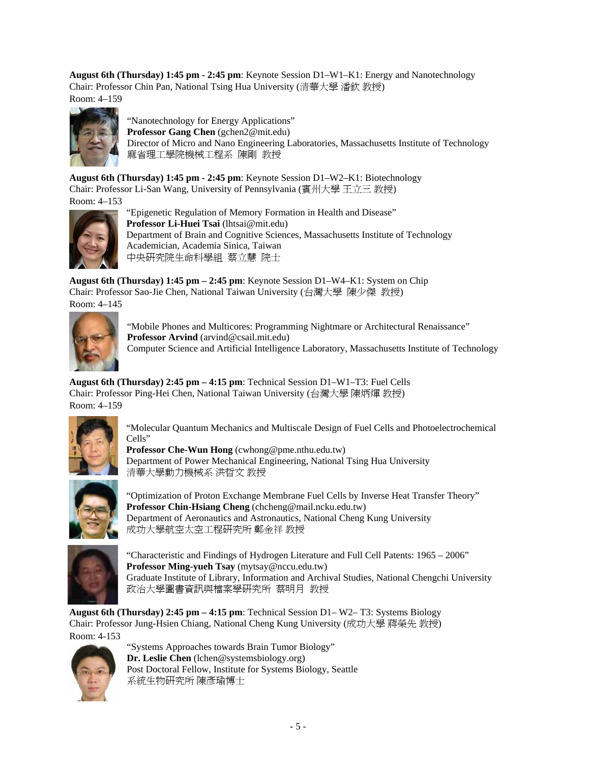**August 6th (Thursday) 1:45 pm - 2:45 pm**: Keynote Session D1–W1–K1: Energy and Nanotechnology
Chair: Professor Chin Pan, National Tsing Hua University (清華大學 潘欽 教授)
Room: 4–159

"Nanotechnology for Energy Applications"
**Professor Gang Chen** (gchen2@mit.edu)
Director of Micro and Nano Engineering Laboratories, Massachusetts Institute of Technology
麻省理工學院機械工程系 陳剛 教授

**August 6th (Thursday) 1:45 pm - 2:45 pm**: Keynote Session D1–W2–K1: Biotechnology
Chair: Professor Li-San Wang, University of Pennsylvania (賓州大學 王立三 教授)
Room: 4–153

"Epigenetic Regulation of Memory Formation in Health and Disease"
**Professor Li-Huei Tsai** (lhtsai@mit.edu)
Department of Brain and Cognitive Sciences, Massachusetts Institute of Technology
Academician, Academia Sinica, Taiwan
中央研究院生命科學組 蔡立慧 院士

**August 6th (Thursday) 1:45 pm – 2:45 pm**: Keynote Session D1–W4–K1: System on Chip
Chair: Professor Sao-Jie Chen, National Taiwan University (台灣大學 陳少傑 教授)
Room: 4–145

"Mobile Phones and Multicores: Programming Nightmare or Architectural Renaissance"
**Professor Arvind** (arvind@csail.mit.edu)
Computer Science and Artificial Intelligence Laboratory, Massachusetts Institute of Technology

**August 6th (Thursday) 2:45 pm – 4:15 pm**: Technical Session D1–W1–T3: Fuel Cells
Chair: Professor Ping-Hei Chen, National Taiwan University (台灣大學 陳炳煇 教授)
Room: 4–159

"Molecular Quantum Mechanics and Multiscale Design of Fuel Cells and Photoelectrochemical Cells"
**Professor Che-Wun Hong** (cwhong@pme.nthu.edu.tw)
Department of Power Mechanical Engineering, National Tsing Hua University
清華大學動力機械系 洪哲文 教授

"Optimization of Proton Exchange Membrane Fuel Cells by Inverse Heat Transfer Theory"
**Professor Chin-Hsiang Cheng** (chcheng@mail.ncku.edu.tw)
Department of Aeronautics and Astronautics, National Cheng Kung University
成功大學航空太空工程研究所 鄭金祥 教授

"Characteristic and Findings of Hydrogen Literature and Full Cell Patents: 1965 – 2006"
**Professor Ming-yueh Tsay** (mytsay@nccu.edu.tw)
Graduate Institute of Library, Information and Archival Studies, National Chengchi University
政治大學圖書資訊與檔案學研究所 蔡明月 教授

**August 6th (Thursday) 2:45 pm – 4:15 pm**: Technical Session D1– W2– T3: Systems Biology
Chair: Professor Jung-Hsien Chiang, National Cheng Kung University (成功大學 蔣榮先 教授)
Room: 4-153

"Systems Approaches towards Brain Tumor Biology"
**Dr. Leslie Chen** (lchen@systemsbiology.org)
Post Doctoral Fellow, Institute for Systems Biology, Seattle
系統生物研究所 陳彥瑜博士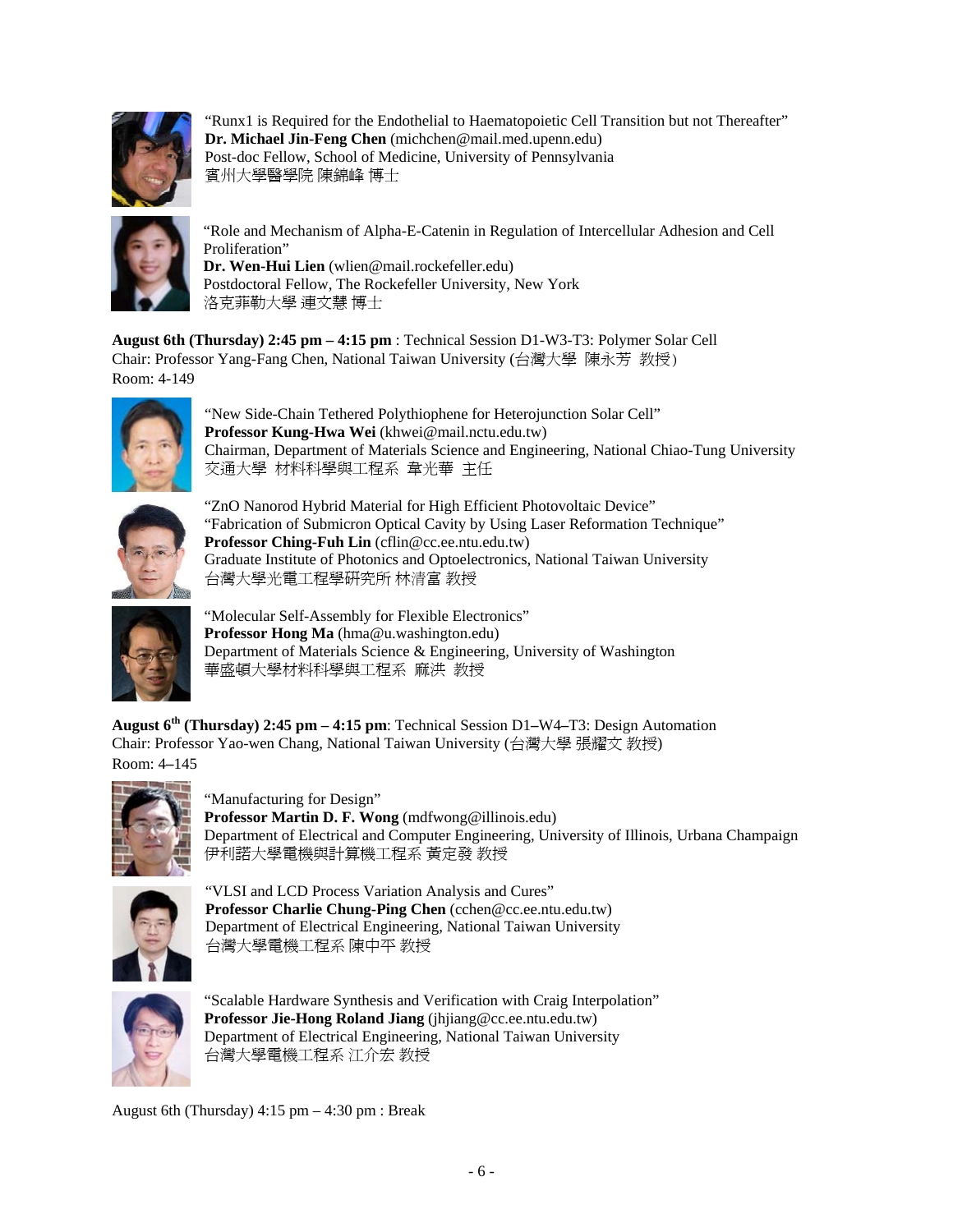"Runx1 is Required for the Endothelial to Haematopoietic Cell Transition but not Thereafter"
**Dr. Michael Jin-Feng Chen** (michchen@mail.med.upenn.edu)
Post-doc Fellow, School of Medicine, University of Pennsylvania
賓州大學醫學院 陳錦峰 博士

"Role and Mechanism of Alpha-E-Catenin in Regulation of Intercellular Adhesion and Cell Proliferation"
**Dr. Wen-Hui Lien** (wlien@mail.rockefeller.edu)
Postdoctoral Fellow, The Rockefeller University, New York
洛克菲勒大學 連文慧 博士

**August 6th (Thursday) 2:45 pm – 4:15 pm** : Technical Session D1-W3-T3: Polymer Solar Cell
Chair: Professor Yang-Fang Chen, National Taiwan University (台灣大學 陳永芳 教授)
Room: 4-149

"New Side-Chain Tethered Polythiophene for Heterojunction Solar Cell"
**Professor Kung-Hwa Wei** (khwei@mail.nctu.edu.tw)
Chairman, Department of Materials Science and Engineering, National Chiao-Tung University
交通大學 材料科學與工程系 韋光華 主任

"ZnO Nanorod Hybrid Material for High Efficient Photovoltaic Device"
"Fabrication of Submicron Optical Cavity by Using Laser Reformation Technique"
**Professor Ching-Fuh Lin** (cflin@cc.ee.ntu.edu.tw)
Graduate Institute of Photonics and Optoelectronics, National Taiwan University
台灣大學光電工程學研究所 林清富 教授

"Molecular Self-Assembly for Flexible Electronics"
**Professor Hong Ma** (hma@u.washington.edu)
Department of Materials Science & Engineering, University of Washington
華盛頓大學材料科學與工程系 麻洪 教授

**August 6th (Thursday) 2:45 pm – 4:15 pm**: Technical Session D1–W4–T3: Design Automation
Chair: Professor Yao-wen Chang, National Taiwan University (台灣大學 張耀文 教授)
Room: 4–145

"Manufacturing for Design"
**Professor Martin D. F. Wong** (mdfwong@illinois.edu)
Department of Electrical and Computer Engineering, University of Illinois, Urbana Champaign
伊利諾大學電機與計算機工程系 黃定發 教授

"VLSI and LCD Process Variation Analysis and Cures"
**Professor Charlie Chung-Ping Chen** (cchen@cc.ee.ntu.edu.tw)
Department of Electrical Engineering, National Taiwan University
台灣大學電機工程系 陳中平 教授

"Scalable Hardware Synthesis and Verification with Craig Interpolation"
**Professor Jie-Hong Roland Jiang** (jhjiang@cc.ee.ntu.edu.tw)
Department of Electrical Engineering, National Taiwan University
台灣大學電機工程系 江介宏 教授

August 6th (Thursday) 4:15 pm – 4:30 pm : Break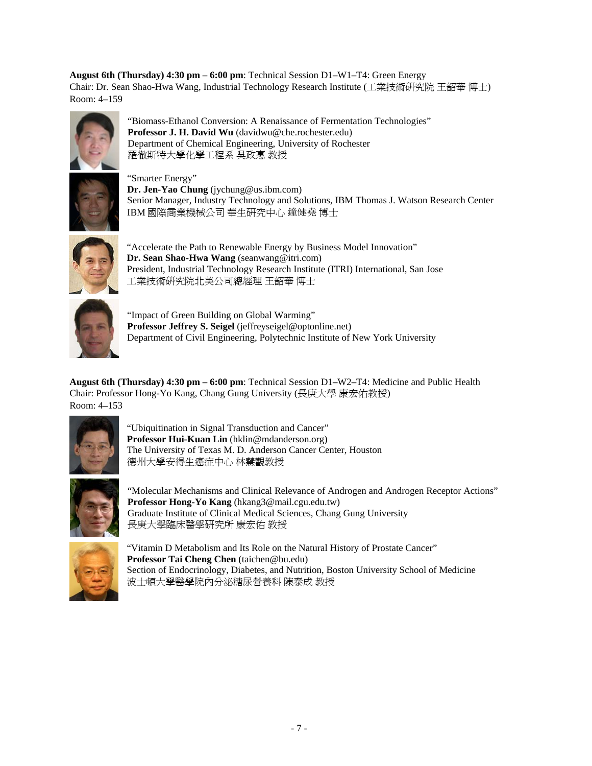**August 6th (Thursday) 4:30 pm – 6:00 pm**: Technical Session D1–W1–T4: Green Energy
Chair: Dr. Sean Shao-Hwa Wang, Industrial Technology Research Institute (工業技術研究院 王韶華 博士)
Room: 4–159

"Biomass-Ethanol Conversion: A Renaissance of Fermentation Technologies"
**Professor J. H. David Wu** (davidwu@che.rochester.edu)
Department of Chemical Engineering, University of Rochester
羅徹斯特大學化學工程系 吳政惠 教授

"Smarter Energy"
**Dr. Jen-Yao Chung** (jychung@us.ibm.com)
Senior Manager, Industry Technology and Solutions, IBM Thomas J. Watson Research Center
IBM 國際商業機械公司 華生研究中心 鐘健堯 博士

"Accelerate the Path to Renewable Energy by Business Model Innovation"
**Dr. Sean Shao-Hwa Wang** (seanwang@itri.com)
President, Industrial Technology Research Institute (ITRI) International, San Jose
工業技術研究院北美公司總經理 王韶華 博士

"Impact of Green Building on Global Warming"
**Professor Jeffrey S. Seigel** (jeffreyseigel@optonline.net)
Department of Civil Engineering, Polytechnic Institute of New York University

**August 6th (Thursday) 4:30 pm – 6:00 pm**: Technical Session D1–W2–T4: Medicine and Public Health
Chair: Professor Hong-Yo Kang, Chang Gung University (長庚大學 康宏佑教授)
Room: 4–153

"Ubiquitination in Signal Transduction and Cancer"
**Professor Hui-Kuan Lin** (hklin@mdanderson.org)
The University of Texas M. D. Anderson Cancer Center, Houston
德州大學安得生癌症中心 林慧觀教授

"Molecular Mechanisms and Clinical Relevance of Androgen and Androgen Receptor Actions"
**Professor Hong-Yo Kang** (hkang3@mail.cgu.edu.tw)
Graduate Institute of Clinical Medical Sciences, Chang Gung University
長庚大學臨床醫學研究所 康宏佑 教授

"Vitamin D Metabolism and Its Role on the Natural History of Prostate Cancer"
**Professor Tai Cheng Chen** (taichen@bu.edu)
Section of Endocrinology, Diabetes, and Nutrition, Boston University School of Medicine
波士頓大學醫學院內分泌糖尿營養科 陳泰成 教授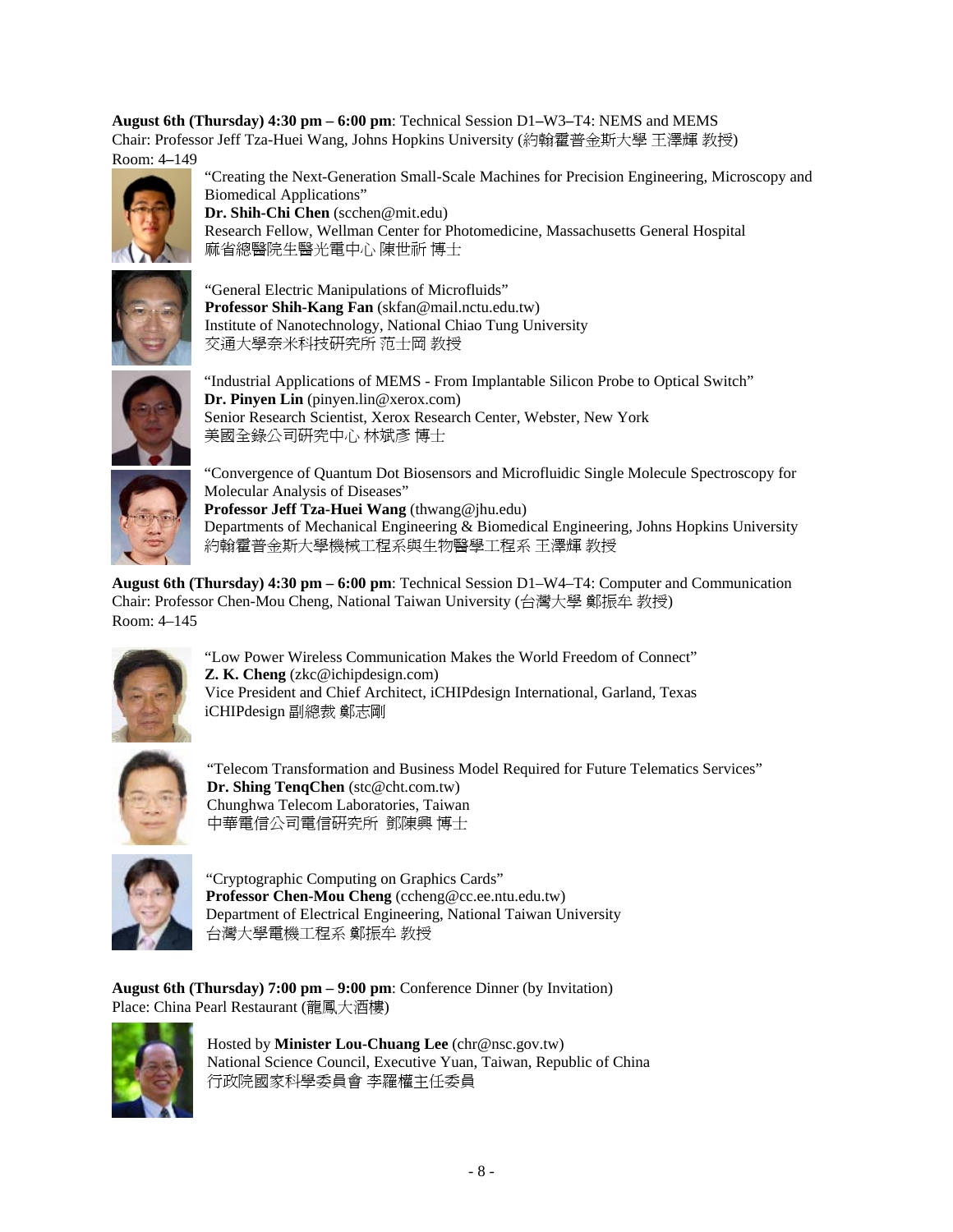**August 6th (Thursday) 4:30 pm – 6:00 pm**: Technical Session D1–W3–T4: NEMS and MEMS
Chair: Professor Jeff Tza-Huei Wang, Johns Hopkins University (約翰霍普金斯大學 王澤輝 教授)
Room: 4–149

"Creating the Next-Generation Small-Scale Machines for Precision Engineering, Microscopy and Biomedical Applications"
**Dr. Shih-Chi Chen** (scchen@mit.edu)
Research Fellow, Wellman Center for Photomedicine, Massachusetts General Hospital
麻省總醫院生醫光電中心 陳世祈 博士

"General Electric Manipulations of Microfluids"
**Professor Shih-Kang Fan** (skfan@mail.nctu.edu.tw)
Institute of Nanotechnology, National Chiao Tung University
交通大學奈米科技研究所 范士岡 教授

"Industrial Applications of MEMS - From Implantable Silicon Probe to Optical Switch"
**Dr. Pinyen Lin** (pinyen.lin@xerox.com)
Senior Research Scientist, Xerox Research Center, Webster, New York
美國全錄公司研究中心 林斌彥 博士

"Convergence of Quantum Dot Biosensors and Microfluidic Single Molecule Spectroscopy for Molecular Analysis of Diseases"
**Professor Jeff Tza-Huei Wang** (thwang@jhu.edu)
Departments of Mechanical Engineering & Biomedical Engineering, Johns Hopkins University
約翰霍普金斯大學機械工程系與生物醫學工程系 王澤輝 教授

**August 6th (Thursday) 4:30 pm – 6:00 pm**: Technical Session D1–W4–T4: Computer and Communication
Chair: Professor Chen-Mou Cheng, National Taiwan University (台灣大學 鄭振牟 教授)
Room: 4–145

"Low Power Wireless Communication Makes the World Freedom of Connect"
**Z. K. Cheng** (zkc@ichipdesign.com)
Vice President and Chief Architect, iCHIPdesign International, Garland, Texas
iCHIPdesign 副總裁 鄭志剛

"Telecom Transformation and Business Model Required for Future Telematics Services"
**Dr. Shing TenqChen** (stc@cht.com.tw)
Chunghwa Telecom Laboratories, Taiwan
中華電信公司電信研究所 鄧陳興 博士

"Cryptographic Computing on Graphics Cards"
**Professor Chen-Mou Cheng** (ccheng@cc.ee.ntu.edu.tw)
Department of Electrical Engineering, National Taiwan University
台灣大學電機工程系 鄭振牟 教授

**August 6th (Thursday) 7:00 pm – 9:00 pm**: Conference Dinner (by Invitation)
Place: China Pearl Restaurant (龍鳳大酒樓)

Hosted by **Minister Lou-Chuang Lee** (chr@nsc.gov.tw)
National Science Council, Executive Yuan, Taiwan, Republic of China
行政院國家科學委員會 李羅權主任委員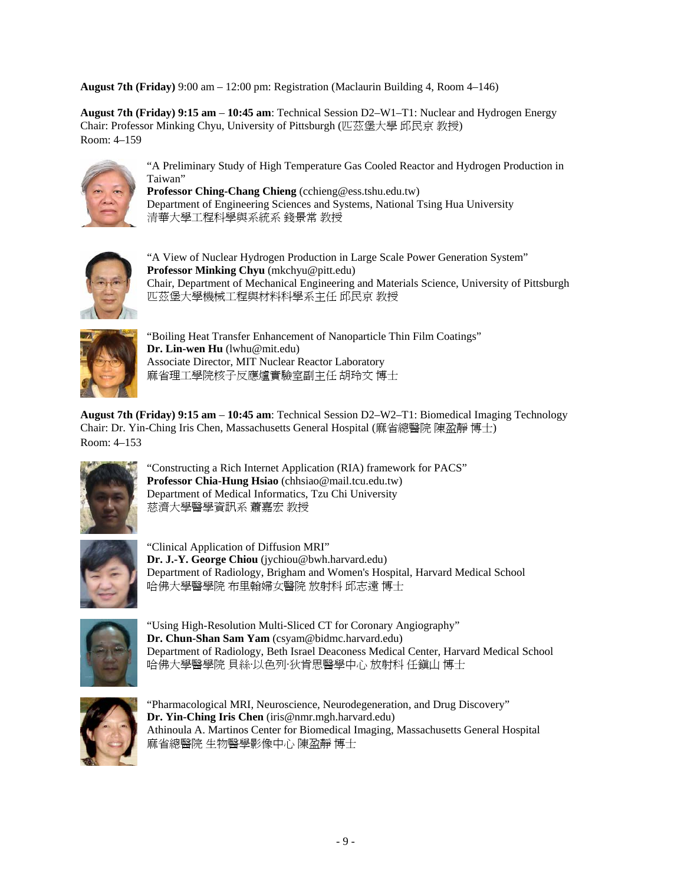**August 7th (Friday)** 9:00 am – 12:00 pm: Registration (Maclaurin Building 4, Room 4–146)

**August 7th (Friday) 9:15 am – 10:45 am**: Technical Session D2–W1–T1: Nuclear and Hydrogen Energy
Chair: Professor Minking Chyu, University of Pittsburgh (匹茲堡大學 邱民京 教授)
Room: 4–159

"A Preliminary Study of High Temperature Gas Cooled Reactor and Hydrogen Production in Taiwan"
**Professor Ching-Chang Chieng** (cchieng@ess.tshu.edu.tw)
Department of Engineering Sciences and Systems, National Tsing Hua University
清華大學工程科學與系統系 錢景常 教授

"A View of Nuclear Hydrogen Production in Large Scale Power Generation System"
**Professor Minking Chyu** (mkchyu@pitt.edu)
Chair, Department of Mechanical Engineering and Materials Science, University of Pittsburgh
匹茲堡大學機械工程與材料科學系主任 邱民京 教授

"Boiling Heat Transfer Enhancement of Nanoparticle Thin Film Coatings"
**Dr. Lin-wen Hu** (lwhu@mit.edu)
Associate Director, MIT Nuclear Reactor Laboratory
麻省理工學院核子反應爐實驗室副主任 胡玲文 博士

**August 7th (Friday) 9:15 am – 10:45 am**: Technical Session D2–W2–T1: Biomedical Imaging Technology
Chair: Dr. Yin-Ching Iris Chen, Massachusetts General Hospital (麻省總醫院 陳盈靜 博士)
Room: 4–153

"Constructing a Rich Internet Application (RIA) framework for PACS"
**Professor Chia-Hung Hsiao** (chhsiao@mail.tcu.edu.tw)
Department of Medical Informatics, Tzu Chi University
慈濟大學醫學資訊系 蕭嘉宏 教授

"Clinical Application of Diffusion MRI"
**Dr. J.-Y. George Chiou** (jychiou@bwh.harvard.edu)
Department of Radiology, Brigham and Women's Hospital, Harvard Medical School
哈佛大學醫學院 布里翰婦女醫院 放射科 邱志遠 博士

"Using High-Resolution Multi-Sliced CT for Coronary Angiography"
**Dr. Chun-Shan Sam Yam** (csyam@bidmc.harvard.edu)
Department of Radiology, Beth Israel Deaconess Medical Center, Harvard Medical School
哈佛大學醫學院 貝絲·以色列·狄肯思醫學中心 放射科 任鎮山 博士

"Pharmacological MRI, Neuroscience, Neurodegeneration, and Drug Discovery"
**Dr. Yin-Ching Iris Chen** (iris@nmr.mgh.harvard.edu)
Athinoula A. Martinos Center for Biomedical Imaging, Massachusetts General Hospital
麻省總醫院 生物醫學影像中心 陳盈靜 博士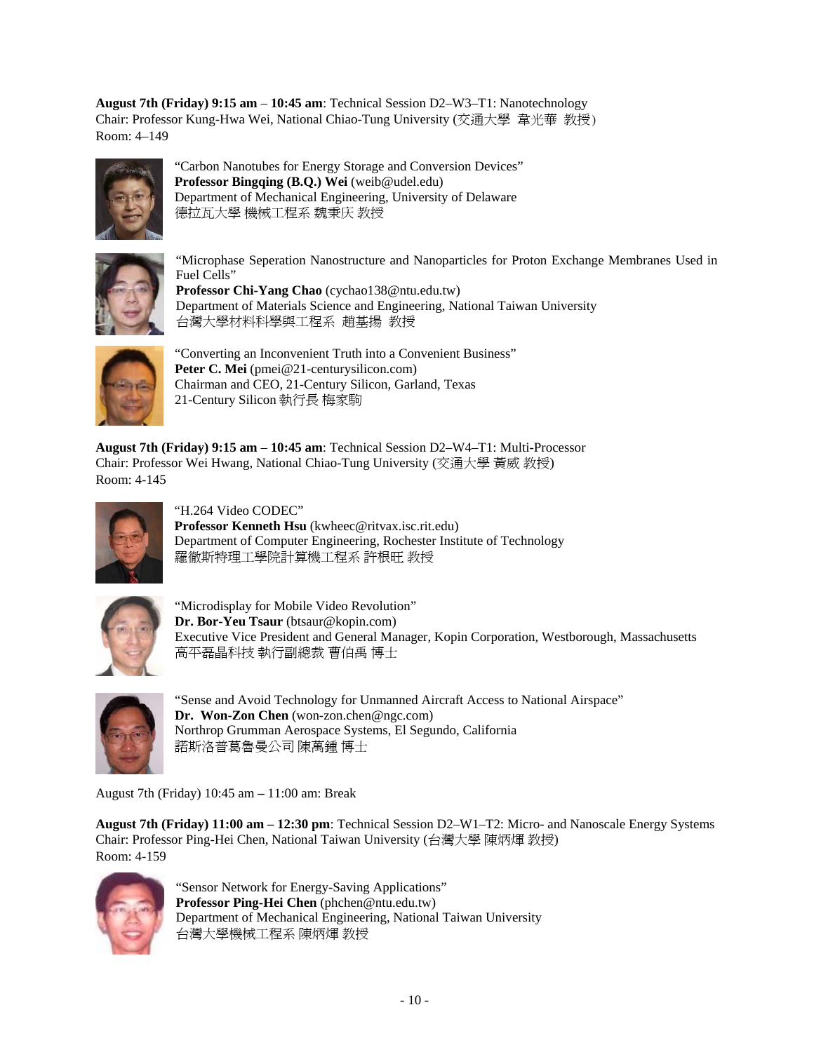**August 7th (Friday) 9:15 am** – **10:45 am**: Technical Session D2–W3–T1: Nanotechnology
Chair: Professor Kung-Hwa Wei, National Chiao-Tung University (交通大學 韋光華 教授)
Room: 4–149

"Carbon Nanotubes for Energy Storage and Conversion Devices"
**Professor Bingqing (B.Q.) Wei** (weib@udel.edu)
Department of Mechanical Engineering, University of Delaware
德拉瓦大學 機械工程系 魏秉庆 教授

"Microphase Seperation Nanostructure and Nanoparticles for Proton Exchange Membranes Used in Fuel Cells"
**Professor Chi-Yang Chao** (cychao138@ntu.edu.tw)
Department of Materials Science and Engineering, National Taiwan University
台灣大學材料科學與工程系 趙基揚 教授

"Converting an Inconvenient Truth into a Convenient Business"
**Peter C. Mei** (pmei@21-centurysilicon.com)
Chairman and CEO, 21-Century Silicon, Garland, Texas
21-Century Silicon 執行長 梅家駒

**August 7th (Friday) 9:15 am** – **10:45 am**: Technical Session D2–W4–T1: Multi-Processor
Chair: Professor Wei Hwang, National Chiao-Tung University (交通大學 黃威 教授)
Room: 4-145

"H.264 Video CODEC"
**Professor Kenneth Hsu** (kwheec@ritvax.isc.rit.edu)
Department of Computer Engineering, Rochester Institute of Technology
羅徹斯特理工學院計算機工程系 許根旺 教授

"Microdisplay for Mobile Video Revolution"
**Dr. Bor-Yeu Tsaur** (btsaur@kopin.com)
Executive Vice President and General Manager, Kopin Corporation, Westborough, Massachusetts
高平磊晶科技 執行副總裁 曹伯禹 博士

"Sense and Avoid Technology for Unmanned Aircraft Access to National Airspace"
**Dr. Won-Zon Chen** (won-zon.chen@ngc.com)
Northrop Grumman Aerospace Systems, El Segundo, California
諾斯洛普葛魯曼公司 陳萬鍾 博士

August 7th (Friday) 10:45 am – 11:00 am: Break

**August 7th (Friday) 11:00 am – 12:30 pm**: Technical Session D2–W1–T2: Micro- and Nanoscale Energy Systems
Chair: Professor Ping-Hei Chen, National Taiwan University (台灣大學 陳炳煇 教授)
Room: 4-159

"Sensor Network for Energy-Saving Applications"
**Professor Ping-Hei Chen** (phchen@ntu.edu.tw)
Department of Mechanical Engineering, National Taiwan University
台灣大學機械工程系 陳炳煇 教授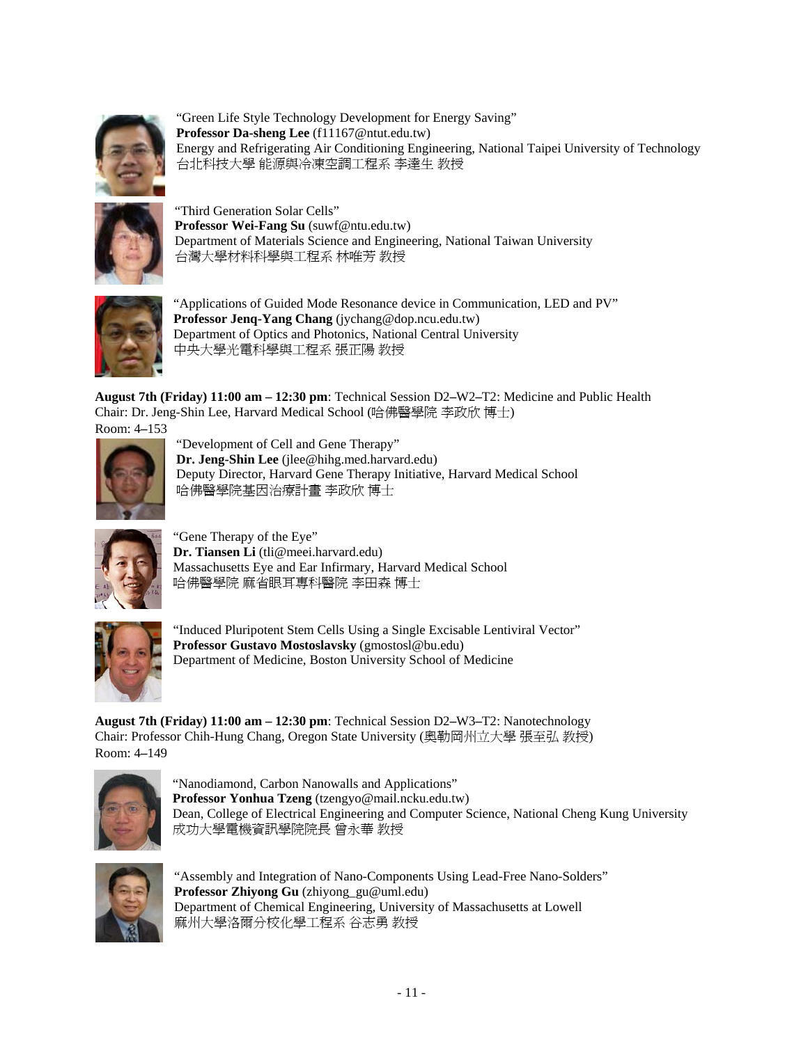"Green Life Style Technology Development for Energy Saving"
**Professor Da-sheng Lee** (f11167@ntut.edu.tw)
Energy and Refrigerating Air Conditioning Engineering, National Taipei University of Technology
台北科技大學 能源與冷凍空調工程系 李達生 教授

"Third Generation Solar Cells"
**Professor Wei-Fang Su** (suwf@ntu.edu.tw)
Department of Materials Science and Engineering, National Taiwan University
台灣大學材料科學與工程系 林唯芳 教授

"Applications of Guided Mode Resonance device in Communication, LED and PV"
**Professor Jenq-Yang Chang** (jychang@dop.ncu.edu.tw)
Department of Optics and Photonics, National Central University
中央大學光電科學與工程系 張正陽 教授

**August 7th (Friday) 11:00 am – 12:30 pm**: Technical Session D2–W2–T2: Medicine and Public Health
Chair: Dr. Jeng-Shin Lee, Harvard Medical School (哈佛醫學院 李政欣 博士)
Room: 4–153

"Development of Cell and Gene Therapy"
**Dr. Jeng-Shin Lee** (jlee@hihg.med.harvard.edu)
Deputy Director, Harvard Gene Therapy Initiative, Harvard Medical School
哈佛醫學院基因治療計畫 李政欣 博士

"Gene Therapy of the Eye"
**Dr. Tiansen Li** (tli@meei.harvard.edu)
Massachusetts Eye and Ear Infirmary, Harvard Medical School
哈佛醫學院 麻省眼耳專科醫院 李田森 博士

"Induced Pluripotent Stem Cells Using a Single Excisable Lentiviral Vector"
**Professor Gustavo Mostoslavsky** (gmostosl@bu.edu)
Department of Medicine, Boston University School of Medicine

**August 7th (Friday) 11:00 am – 12:30 pm**: Technical Session D2–W3–T2: Nanotechnology
Chair: Professor Chih-Hung Chang, Oregon State University (奧勒岡州立大學 張至弘 教授)
Room: 4–149

"Nanodiamond, Carbon Nanowalls and Applications"
**Professor Yonhua Tzeng** (tzengyo@mail.ncku.edu.tw)
Dean, College of Electrical Engineering and Computer Science, National Cheng Kung University
成功大學電機資訊學院院長 曾永華 教授

"Assembly and Integration of Nano-Components Using Lead-Free Nano-Solders"
**Professor Zhiyong Gu** (zhiyong_gu@uml.edu)
Department of Chemical Engineering, University of Massachusetts at Lowell
麻州大學洛爾分校化學工程系 谷志勇 教授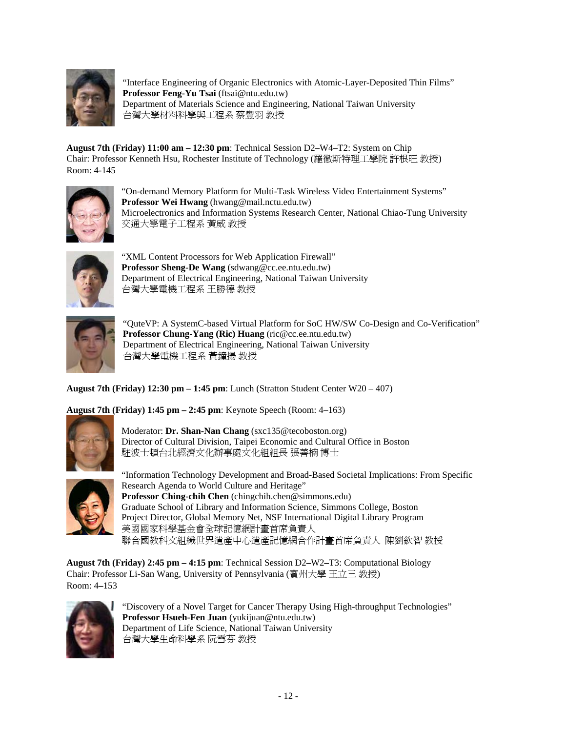"Interface Engineering of Organic Electronics with Atomic-Layer-Deposited Thin Films"
**Professor Feng-Yu Tsai** (ftsai@ntu.edu.tw)
Department of Materials Science and Engineering, National Taiwan University
台灣大學材料科學與工程系 蔡豐羽 教授

**August 7th (Friday) 11:00 am – 12:30 pm**: Technical Session D2–W4–T2: System on Chip
Chair: Professor Kenneth Hsu, Rochester Institute of Technology (羅徹斯特理工學院 許根旺 教授)
Room: 4-145

"On-demand Memory Platform for Multi-Task Wireless Video Entertainment Systems"
**Professor Wei Hwang** (hwang@mail.nctu.edu.tw)
Microelectronics and Information Systems Research Center, National Chiao-Tung University
交通大學電子工程系 黃威 教授

"XML Content Processors for Web Application Firewall"
**Professor Sheng-De Wang** (sdwang@cc.ee.ntu.edu.tw)
Department of Electrical Engineering, National Taiwan University
台灣大學電機工程系 王勝德 教授

"QuteVP: A SystemC-based Virtual Platform for SoC HW/SW Co-Design and Co-Verification"
**Professor Chung-Yang (Ric) Huang** (ric@cc.ee.ntu.edu.tw)
Department of Electrical Engineering, National Taiwan University
台灣大學電機工程系 黃鐘揚 教授

**August 7th (Friday) 12:30 pm – 1:45 pm**: Lunch (Stratton Student Center W20 – 407)

**August 7th (Friday) 1:45 pm – 2:45 pm**: Keynote Speech (Room: 4–163)

Moderator: **Dr. Shan-Nan Chang** (sxc135@tecoboston.org)
Director of Cultural Division, Taipei Economic and Cultural Office in Boston
駐波士頓台北經濟文化辦事處文化組組長 張善楠 博士

"Information Technology Development and Broad-Based Societal Implications: From Specific Research Agenda to World Culture and Heritage"
**Professor Ching-chih Chen** (chingchih.chen@simmons.edu)
Graduate School of Library and Information Science, Simmons College, Boston
Project Director, Global Memory Net, NSF International Digital Library Program
美國國家科學基金會全球記憶網計畫首席負責人
聯合國教科文組織世界遺產中心遺產記憶網合作計畫首席負責人 陳劉欽智 教授

**August 7th (Friday) 2:45 pm – 4:15 pm**: Technical Session D2–W2–T3: Computational Biology
Chair: Professor Li-San Wang, University of Pennsylvania (賓州大學 王立三 教授)
Room: 4–153

"Discovery of a Novel Target for Cancer Therapy Using High-throughput Technologies"
**Professor Hsueh-Fen Juan** (yukijuan@ntu.edu.tw)
Department of Life Science, National Taiwan University
台灣大學生命科學系 阮雪芬 教授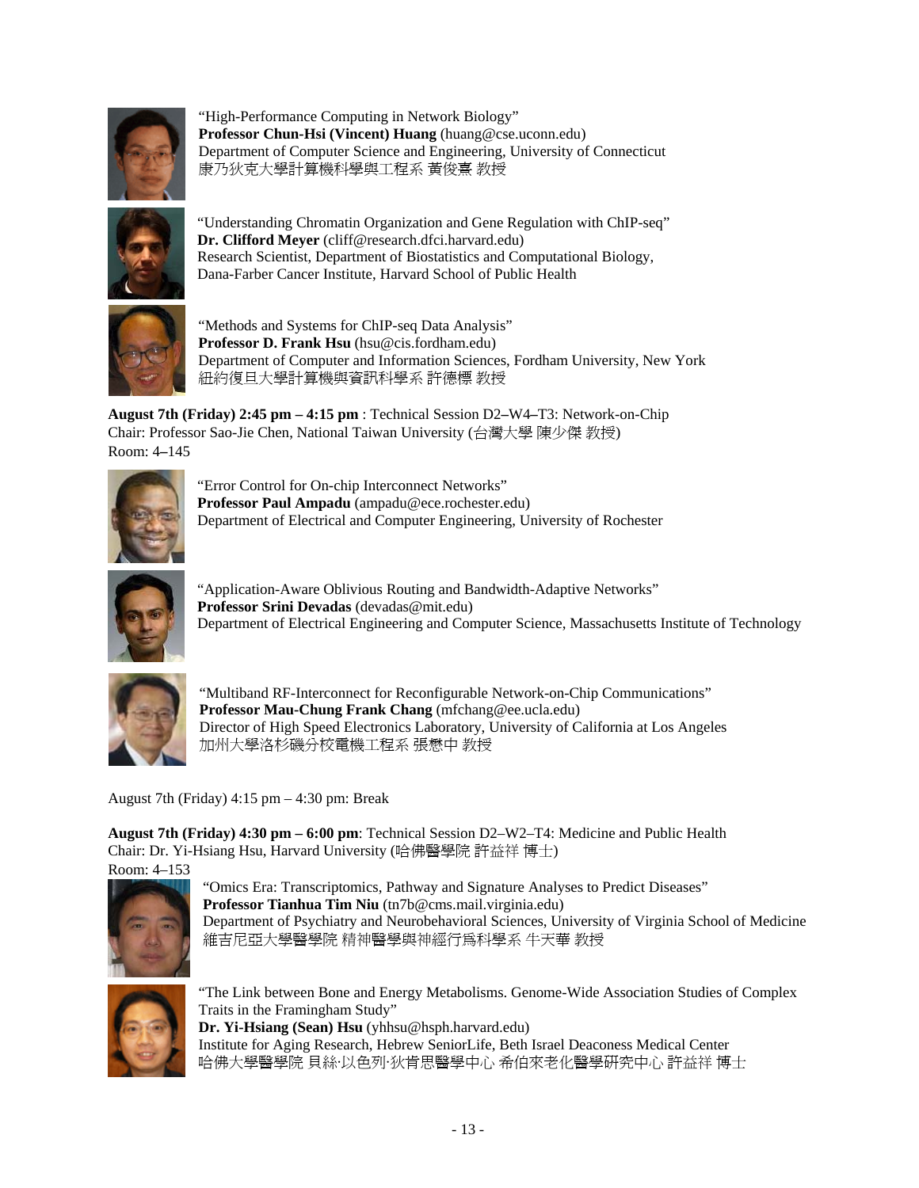"High-Performance Computing in Network Biology"
**Professor Chun-Hsi (Vincent) Huang** (huang@cse.uconn.edu)
Department of Computer Science and Engineering, University of Connecticut
康乃狄克大學計算機科學與工程系 黃俊熹 教授

"Understanding Chromatin Organization and Gene Regulation with ChIP-seq"
**Dr. Clifford Meyer** (cliff@research.dfci.harvard.edu)
Research Scientist, Department of Biostatistics and Computational Biology,
Dana-Farber Cancer Institute, Harvard School of Public Health

"Methods and Systems for ChIP-seq Data Analysis"
**Professor D. Frank Hsu** (hsu@cis.fordham.edu)
Department of Computer and Information Sciences, Fordham University, New York
紐約復旦大學計算機與資訊科學系 許德標 教授

**August 7th (Friday) 2:45 pm – 4:15 pm** : Technical Session D2–W4–T3: Network-on-Chip
Chair: Professor Sao-Jie Chen, National Taiwan University (台灣大學 陳少傑 教授)
Room: 4–145

"Error Control for On-chip Interconnect Networks"
**Professor Paul Ampadu** (ampadu@ece.rochester.edu)
Department of Electrical and Computer Engineering, University of Rochester

"Application-Aware Oblivious Routing and Bandwidth-Adaptive Networks"
**Professor Srini Devadas** (devadas@mit.edu)
Department of Electrical Engineering and Computer Science, Massachusetts Institute of Technology

"Multiband RF-Interconnect for Reconfigurable Network-on-Chip Communications"
**Professor Mau-Chung Frank Chang** (mfchang@ee.ucla.edu)
Director of High Speed Electronics Laboratory, University of California at Los Angeles
加州大學洛杉磯分校電機工程系 張懋中 教授

August 7th (Friday) 4:15 pm – 4:30 pm: Break

**August 7th (Friday) 4:30 pm – 6:00 pm**: Technical Session D2–W2–T4: Medicine and Public Health
Chair: Dr. Yi-Hsiang Hsu, Harvard University (哈佛醫學院 許益祥 博士)
Room: 4–153

"Omics Era: Transcriptomics, Pathway and Signature Analyses to Predict Diseases"
**Professor Tianhua Tim Niu** (tn7b@cms.mail.virginia.edu)
Department of Psychiatry and Neurobehavioral Sciences, University of Virginia School of Medicine
維吉尼亞大學醫學院 精神醫學與神經行爲科學系 牛天華 教授

"The Link between Bone and Energy Metabolisms. Genome-Wide Association Studies of Complex Traits in the Framingham Study"
**Dr. Yi-Hsiang (Sean) Hsu** (yhhsu@hsph.harvard.edu)
Institute for Aging Research, Hebrew SeniorLife, Beth Israel Deaconess Medical Center
哈佛大學醫學院 貝絲·以色列·狄肯思醫學中心 希伯來老化醫學研究中心 許益祥 博士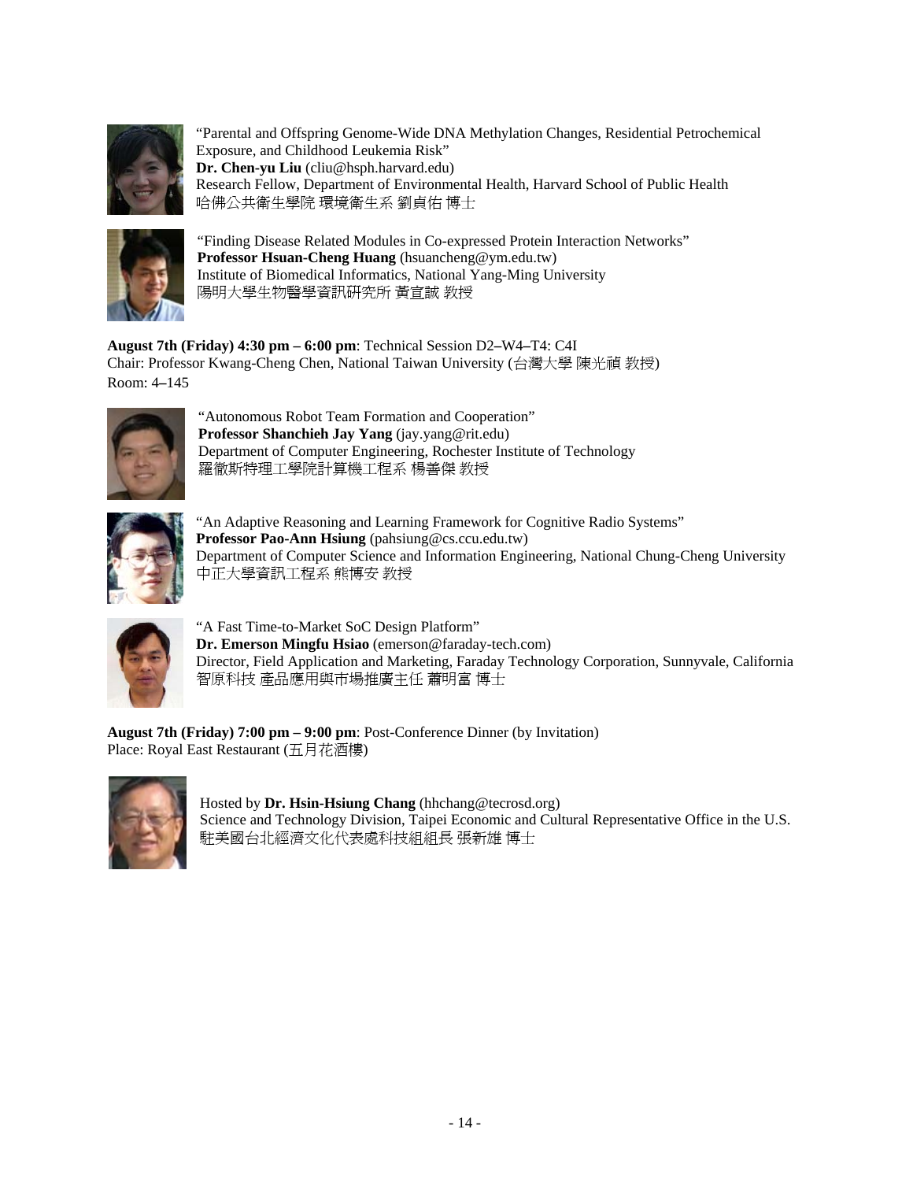"Parental and Offspring Genome-Wide DNA Methylation Changes, Residential Petrochemical Exposure, and Childhood Leukemia Risk"
**Dr. Chen-yu Liu** (cliu@hsph.harvard.edu)
Research Fellow, Department of Environmental Health, Harvard School of Public Health
哈佛公共衛生學院 環境衛生系 劉貞佑 博士

"Finding Disease Related Modules in Co-expressed Protein Interaction Networks"
**Professor Hsuan-Cheng Huang** (hsuancheng@ym.edu.tw)
Institute of Biomedical Informatics, National Yang-Ming University
陽明大學生物醫學資訊研究所 黃宣誠 教授

**August 7th (Friday) 4:30 pm – 6:00 pm**: Technical Session D2–W4–T4: C4I
Chair: Professor Kwang-Cheng Chen, National Taiwan University (台灣大學 陳光禎 教授)
Room: 4–145

"Autonomous Robot Team Formation and Cooperation"
**Professor Shanchieh Jay Yang** (jay.yang@rit.edu)
Department of Computer Engineering, Rochester Institute of Technology
羅徹斯特理工學院計算機工程系 楊善傑 教授

"An Adaptive Reasoning and Learning Framework for Cognitive Radio Systems"
**Professor Pao-Ann Hsiung** (pahsiung@cs.ccu.edu.tw)
Department of Computer Science and Information Engineering, National Chung-Cheng University
中正大學資訊工程系 熊博安 教授

"A Fast Time-to-Market SoC Design Platform"
**Dr. Emerson Mingfu Hsiao** (emerson@faraday-tech.com)
Director, Field Application and Marketing, Faraday Technology Corporation, Sunnyvale, California
智原科技 產品應用與市場推廣主任 蕭明富 博士

**August 7th (Friday) 7:00 pm – 9:00 pm**: Post-Conference Dinner (by Invitation)
Place: Royal East Restaurant (五月花酒樓)

Hosted by **Dr. Hsin-Hsiung Chang** (hhchang@tecrosd.org)
Science and Technology Division, Taipei Economic and Cultural Representative Office in the U.S.
駐美國台北經濟文化代表處科技組組長 張新雄 博士